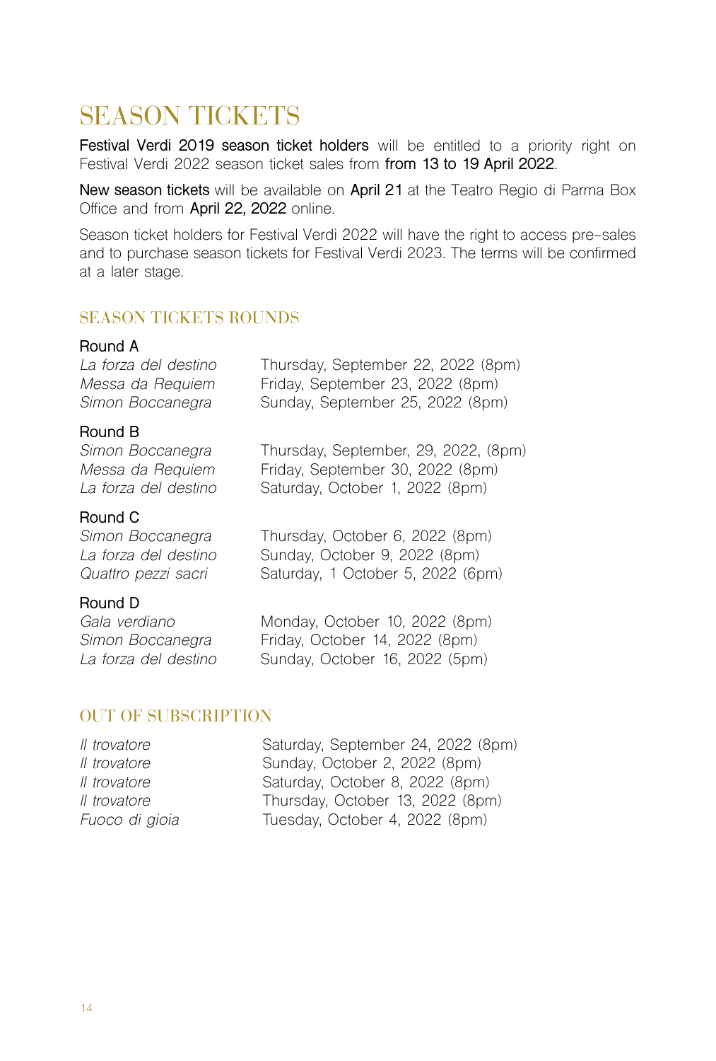# SEASON TICKETS

**Festival Verdi 2019 season ticket holders** will be entitled to a priority right on Festival Verdi 2022 season ticket sales from **from 13 to 19 April 2022**.

**New season tickets** will be available on **April 21** at the Teatro Regio di Parma Box Office and from **April 22, 2022** online.

Season ticket holders for Festival Verdi 2022 will have the right to access pre-sales and to purchase season tickets for Festival Verdi 2023. The terms will be confirmed at a later stage.

## SEASON TICKETS ROUNDS

**Round A**

*La forza del destino* Thursday, September 22, 2022 (8pm)
*Messa da Requiem* Friday, September 23, 2022 (8pm)
*Simon Boccanegra* Sunday, September 25, 2022 (8pm)

**Round B**

*Simon Boccanegra* Thursday, September, 29, 2022, (8pm)
*Messa da Requiem* Friday, September 30, 2022 (8pm)
*La forza del destino* Saturday, October 1, 2022 (8pm)

**Round C**

*Simon Boccanegra* Thursday, October 6, 2022 (8pm)
*La forza del destino* Sunday, October 9, 2022 (8pm)
*Quattro pezzi sacri* Saturday, 1 October 5, 2022 (6pm)

**Round D**

*Gala verdiano* Monday, October 10, 2022 (8pm)
*Simon Boccanegra* Friday, October 14, 2022 (8pm)
*La forza del destino* Sunday, October 16, 2022 (5pm)

## OUT OF SUBSCRIPTION

*Il trovatore* Saturday, September 24, 2022 (8pm)
*Il trovatore* Sunday, October 2, 2022 (8pm)
*Il trovatore* Saturday, October 8, 2022 (8pm)
*Il trovatore* Thursday, October 13, 2022 (8pm)
*Fuoco di gioia* Tuesday, October 4, 2022 (8pm)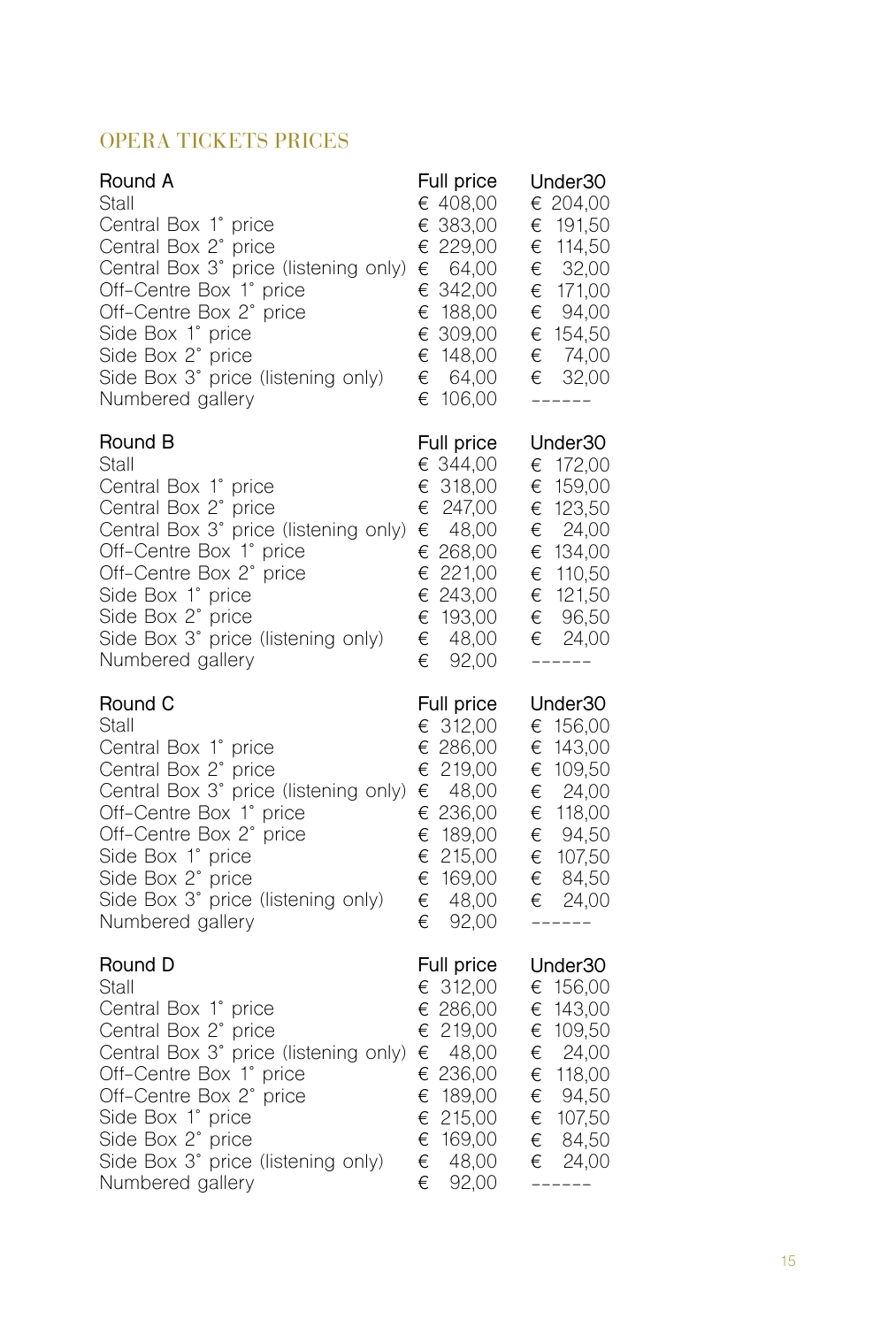## OPERA TICKETS PRICES

| Round A | Full price | Under30 |
|---|---|---|
| Stall | € 408,00 | € 204,00 |
| Central Box 1° price | € 383,00 | € 191,50 |
| Central Box 2° price | € 229,00 | € 114,50 |
| Central Box 3° price (listening only) | € 64,00 | € 32,00 |
| Off-Centre Box 1° price | € 342,00 | € 171,00 |
| Off-Centre Box 2° price | € 188,00 | € 94,00 |
| Side Box 1° price | € 309,00 | € 154,50 |
| Side Box 2° price | € 148,00 | € 74,00 |
| Side Box 3° price (listening only) | € 64,00 | € 32,00 |
| Numbered gallery | € 106,00 | ------ |

| Round B | Full price | Under30 |
|---|---|---|
| Stall | € 344,00 | € 172,00 |
| Central Box 1° price | € 318,00 | € 159,00 |
| Central Box 2° price | € 247,00 | € 123,50 |
| Central Box 3° price (listening only) | € 48,00 | € 24,00 |
| Off-Centre Box 1° price | € 268,00 | € 134,00 |
| Off-Centre Box 2° price | € 221,00 | € 110,50 |
| Side Box 1° price | € 243,00 | € 121,50 |
| Side Box 2° price | € 193,00 | € 96,50 |
| Side Box 3° price (listening only) | € 48,00 | € 24,00 |
| Numbered gallery | € 92,00 | ------ |

| Round C | Full price | Under30 |
|---|---|---|
| Stall | € 312,00 | € 156,00 |
| Central Box 1° price | € 286,00 | € 143,00 |
| Central Box 2° price | € 219,00 | € 109,50 |
| Central Box 3° price (listening only) | € 48,00 | € 24,00 |
| Off-Centre Box 1° price | € 236,00 | € 118,00 |
| Off-Centre Box 2° price | € 189,00 | € 94,50 |
| Side Box 1° price | € 215,00 | € 107,50 |
| Side Box 2° price | € 169,00 | € 84,50 |
| Side Box 3° price (listening only) | € 48,00 | € 24,00 |
| Numbered gallery | € 92,00 | ------ |

| Round D | Full price | Under30 |
|---|---|---|
| Stall | € 312,00 | € 156,00 |
| Central Box 1° price | € 286,00 | € 143,00 |
| Central Box 2° price | € 219,00 | € 109,50 |
| Central Box 3° price (listening only) | € 48,00 | € 24,00 |
| Off-Centre Box 1° price | € 236,00 | € 118,00 |
| Off-Centre Box 2° price | € 189,00 | € 94,50 |
| Side Box 1° price | € 215,00 | € 107,50 |
| Side Box 2° price | € 169,00 | € 84,50 |
| Side Box 3° price (listening only) | € 48,00 | € 24,00 |
| Numbered gallery | € 92,00 | ------ |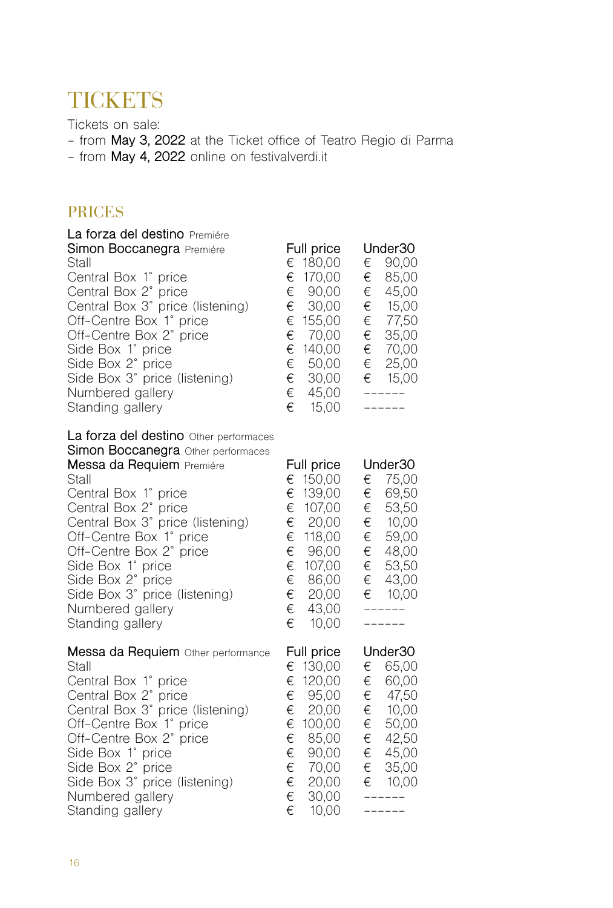# TICKETS

Tickets on sale:

- from **May 3, 2022** at the Ticket office of Teatro Regio di Parma
- from **May 4, 2022** online on festivalverdi.it

## PRICES

| La forza del destino Premiére<br>Simon Boccanegra Premiére | Full price | Under30 |
|---|---|---|
| Stall | € 180,00 | € 90,00 |
| Central Box 1° price | € 170,00 | € 85,00 |
| Central Box 2° price | € 90,00 | € 45,00 |
| Central Box 3° price (listening) | € 30,00 | € 15,00 |
| Off-Centre Box 1° price | € 155,00 | € 77,50 |
| Off-Centre Box 2° price | € 70,00 | € 35,00 |
| Side Box 1° price | € 140,00 | € 70,00 |
| Side Box 2° price | € 50,00 | € 25,00 |
| Side Box 3° price (listening) | € 30,00 | € 15,00 |
| Numbered gallery | € 45,00 | ------ |
| Standing gallery | € 15,00 | ------ |

| La forza del destino Other performaces<br>Simon Boccanegra Other performaces<br>Messa da Requiem Premiére | Full price | Under30 |
|---|---|---|
| Stall | € 150,00 | € 75,00 |
| Central Box 1° price | € 139,00 | € 69,50 |
| Central Box 2° price | € 107,00 | € 53,50 |
| Central Box 3° price (listening) | € 20,00 | € 10,00 |
| Off-Centre Box 1° price | € 118,00 | € 59,00 |
| Off-Centre Box 2° price | € 96,00 | € 48,00 |
| Side Box 1° price | € 107,00 | € 53,50 |
| Side Box 2° price | € 86,00 | € 43,00 |
| Side Box 3° price (listening) | € 20,00 | € 10,00 |
| Numbered gallery | € 43,00 | ------ |
| Standing gallery | € 10,00 | ------ |

| Messa da Requiem Other performance | Full price | Under30 |
|---|---|---|
| Stall | € 130,00 | € 65,00 |
| Central Box 1° price | € 120,00 | € 60,00 |
| Central Box 2° price | € 95,00 | € 47,50 |
| Central Box 3° price (listening) | € 20,00 | € 10,00 |
| Off-Centre Box 1° price | € 100,00 | € 50,00 |
| Off-Centre Box 2° price | € 85,00 | € 42,50 |
| Side Box 1° price | € 90,00 | € 45,00 |
| Side Box 2° price | € 70,00 | € 35,00 |
| Side Box 3° price (listening) | € 20,00 | € 10,00 |
| Numbered gallery | € 30,00 | ------ |
| Standing gallery | € 10,00 | ------ |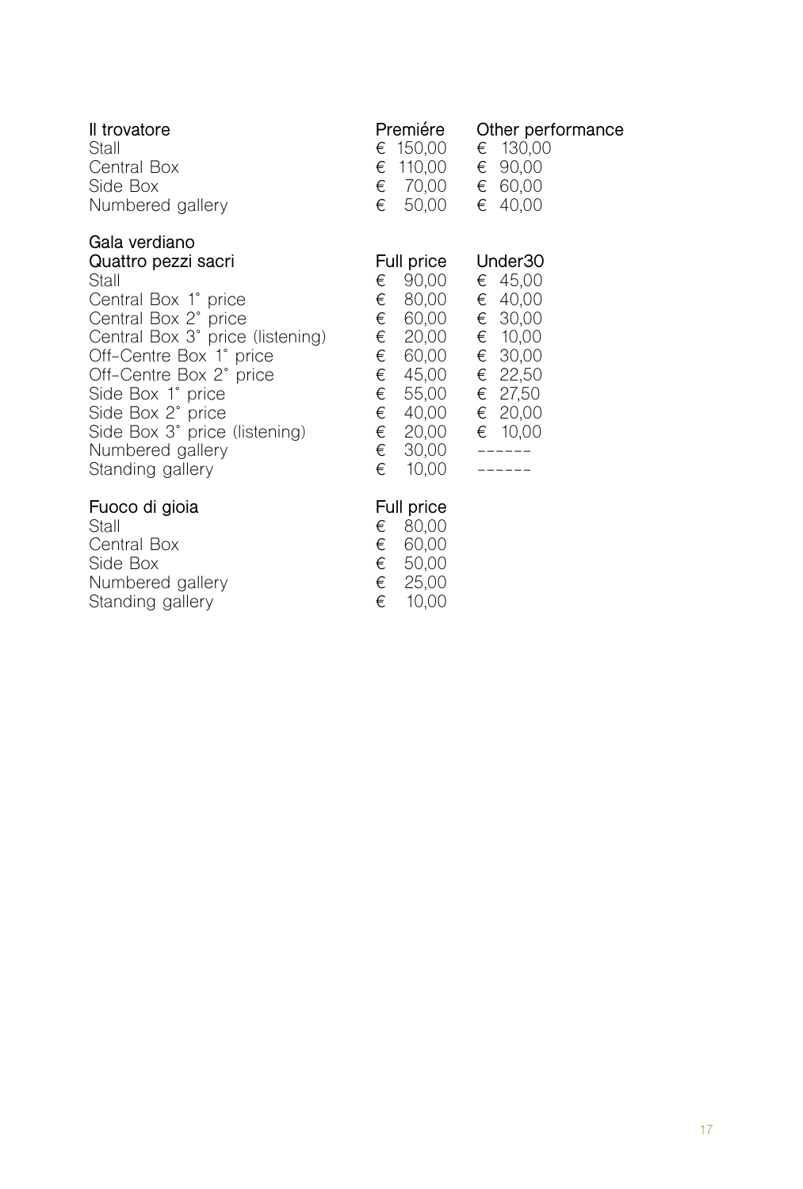| Il trovatore | Premiére | Other performance |
|---|---|---|
| Stall | € 150,00 | € 130,00 |
| Central Box | € 110,00 | € 90,00 |
| Side Box | € 70,00 | € 60,00 |
| Numbered gallery | € 50,00 | € 40,00 |

Gala verdiano

| Quattro pezzi sacri | Full price | Under30 |
|---|---|---|
| Stall | € 90,00 | € 45,00 |
| Central Box 1° price | € 80,00 | € 40,00 |
| Central Box 2° price | € 60,00 | € 30,00 |
| Central Box 3° price (listening) | € 20,00 | € 10,00 |
| Off-Centre Box 1° price | € 60,00 | € 30,00 |
| Off-Centre Box 2° price | € 45,00 | € 22,50 |
| Side Box 1° price | € 55,00 | € 27,50 |
| Side Box 2° price | € 40,00 | € 20,00 |
| Side Box 3° price (listening) | € 20,00 | € 10,00 |
| Numbered gallery | € 30,00 | ------ |
| Standing gallery | € 10,00 | ------ |

| Fuoco di gioia | Full price |
|---|---|
| Stall | € 80,00 |
| Central Box | € 60,00 |
| Side Box | € 50,00 |
| Numbered gallery | € 25,00 |
| Standing gallery | € 10,00 |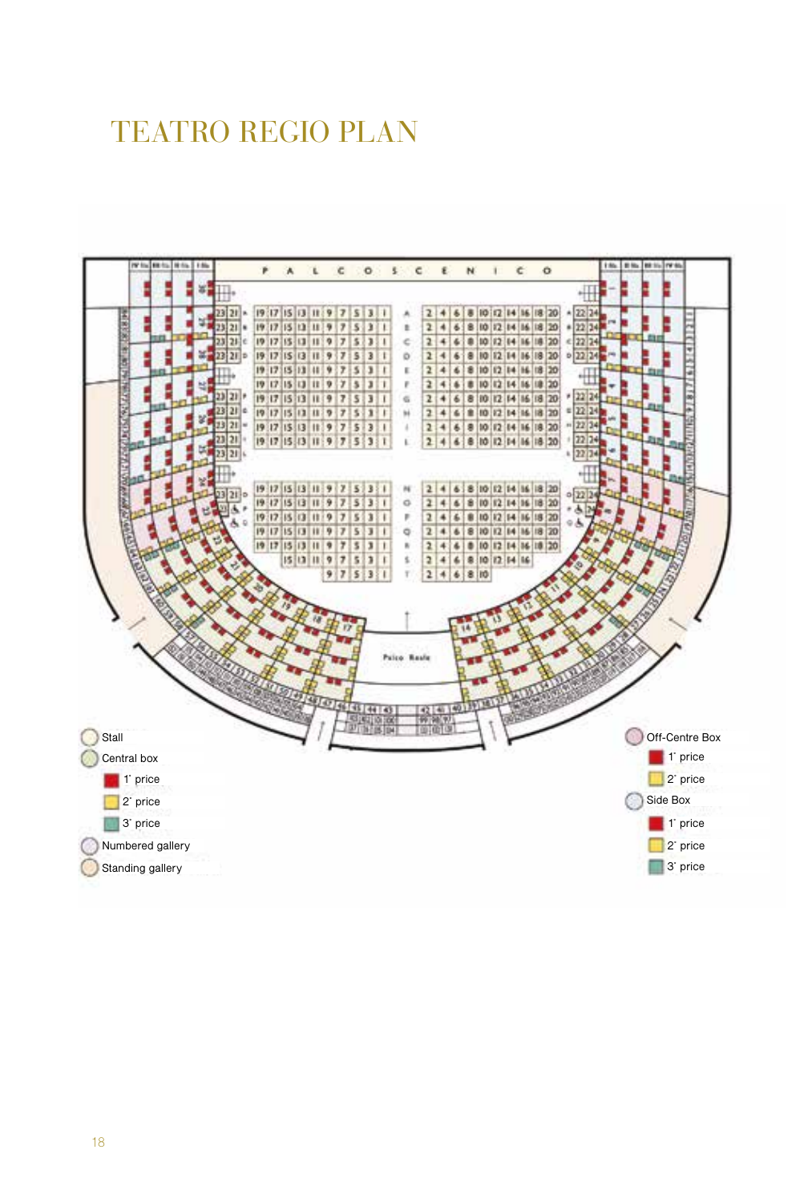# TEATRO REGIO PLAN

- Stall
- Central box
  - 1˚ price
  - 2˚ price
  - 3˚ price
- Numbered gallery
- Standing gallery

- Off-Centre Box
  - 1˚ price
  - 2˚ price
- Side Box
  - 1˚ price
  - 2˚ price
  - 3˚ price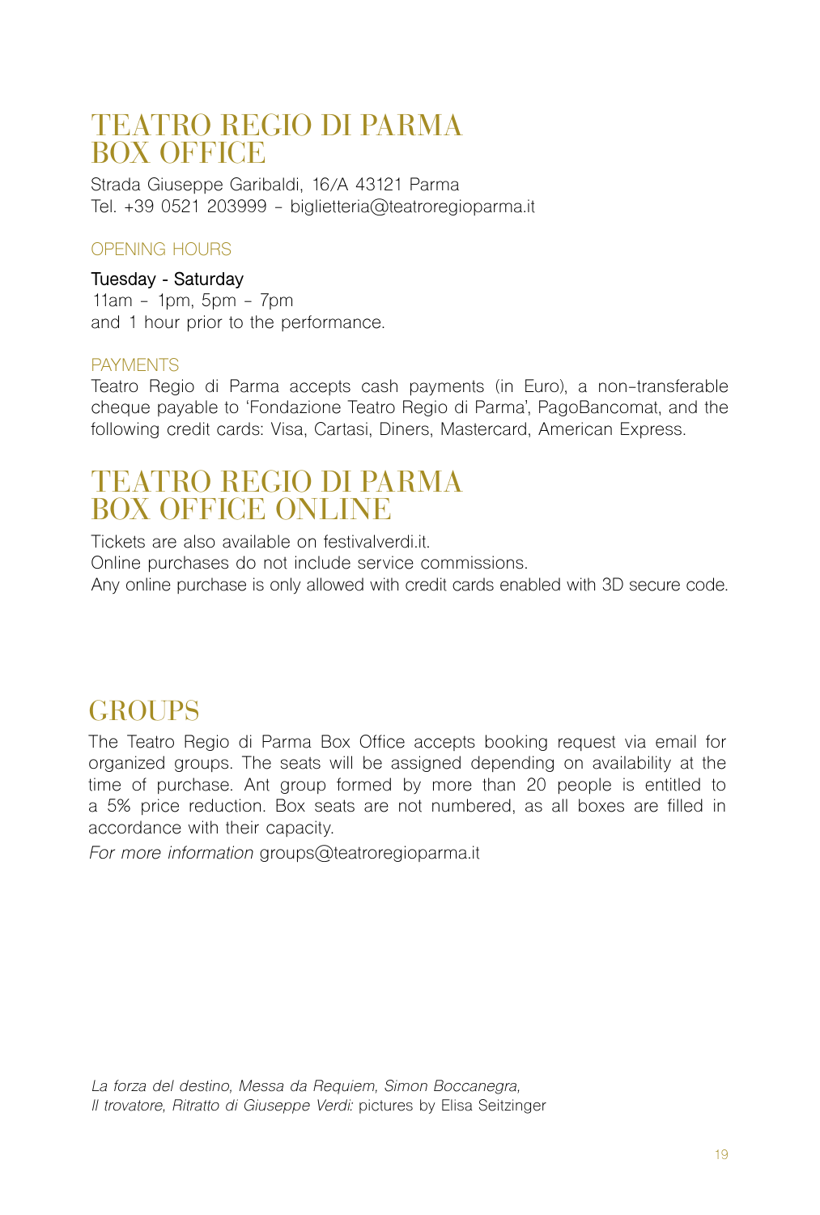# TEATRO REGIO DI PARMA BOX OFFICE

Strada Giuseppe Garibaldi, 16/A 43121 Parma
Tel. +39 0521 203999 – biglietteria@teatroregioparma.it

### OPENING HOURS

Tuesday - Saturday
11am – 1pm, 5pm – 7pm
and 1 hour prior to the performance.

### PAYMENTS

Teatro Regio di Parma accepts cash payments (in Euro), a non-transferable cheque payable to 'Fondazione Teatro Regio di Parma', PagoBancomat, and the following credit cards: Visa, Cartasi, Diners, Mastercard, American Express.

# TEATRO REGIO DI PARMA BOX OFFICE ONLINE

Tickets are also available on festivalverdi.it.
Online purchases do not include service commissions.
Any online purchase is only allowed with credit cards enabled with 3D secure code.

# GROUPS

The Teatro Regio di Parma Box Office accepts booking request via email for organized groups. The seats will be assigned depending on availability at the time of purchase. Ant group formed by more than 20 people is entitled to a 5% price reduction. Box seats are not numbered, as all boxes are filled in accordance with their capacity.

*For more information* groups@teatroregioparma.it

*La forza del destino, Messa da Requiem, Simon Boccanegra, Il trovatore, Ritratto di Giuseppe Verdi:* pictures by Elisa Seitzinger